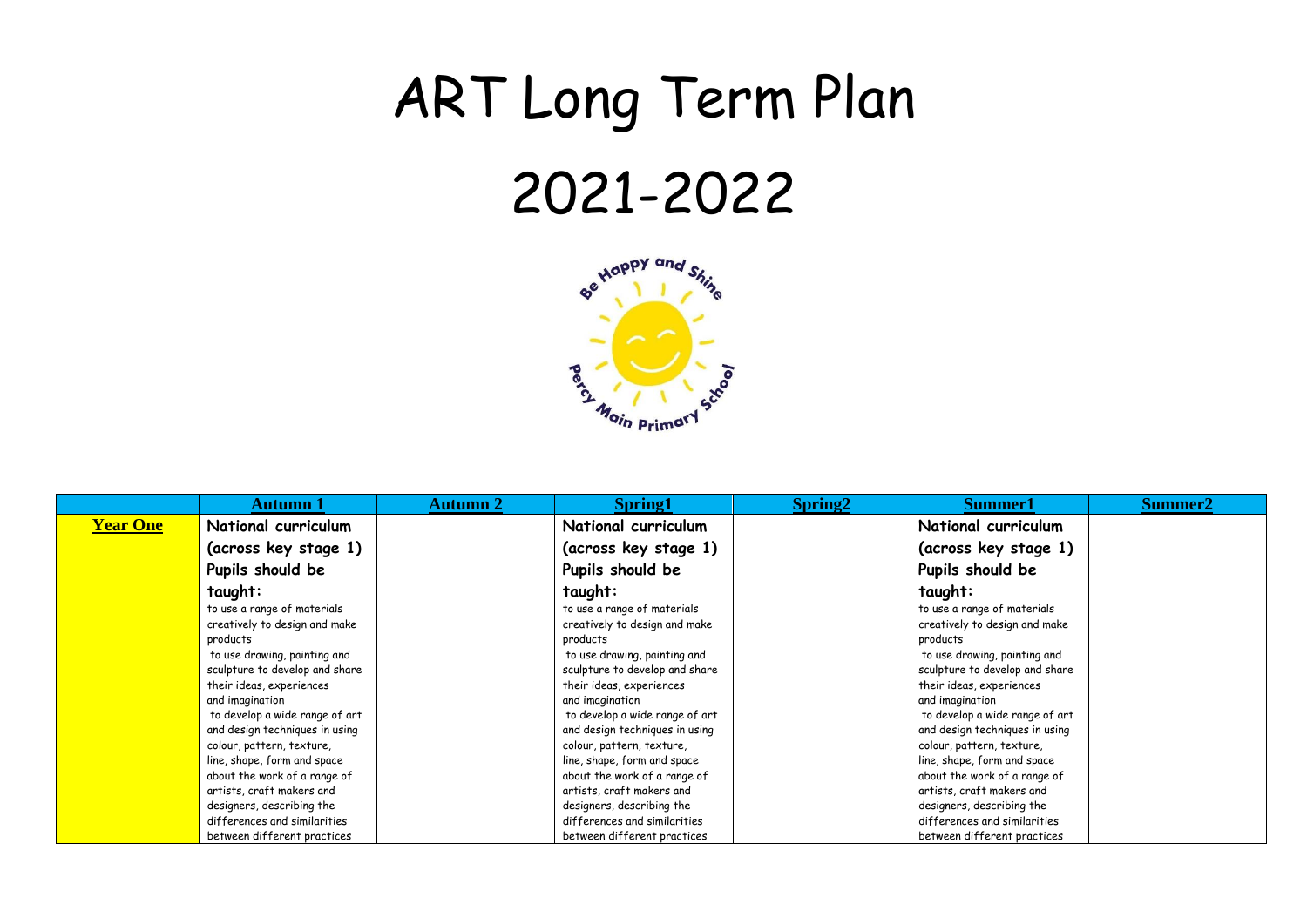# ART Long Term Plan

# 2021-2022

Be Happy and Shine

Percy Main Primary School

| | Autumn 1 | Autumn 2 | Spring1 | Spring2 | Summer1 | Summer2 |
|---|---|---|---|---|---|---|
| **Year One** | **National curriculum (across key stage 1) Pupils should be taught:** to use a range of materials creatively to design and make products to use drawing, painting and sculpture to develop and share their ideas, experiences and imagination to develop a wide range of art and design techniques in using colour, pattern, texture, line, shape, form and space about the work of a range of artists, craft makers and designers, describing the differences and similarities between different practices | | **National curriculum (across key stage 1) Pupils should be taught:** to use a range of materials creatively to design and make products to use drawing, painting and sculpture to develop and share their ideas, experiences and imagination to develop a wide range of art and design techniques in using colour, pattern, texture, line, shape, form and space about the work of a range of artists, craft makers and designers, describing the differences and similarities between different practices | | **National curriculum (across key stage 1) Pupils should be taught:** to use a range of materials creatively to design and make products to use drawing, painting and sculpture to develop and share their ideas, experiences and imagination to develop a wide range of art and design techniques in using colour, pattern, texture, line, shape, form and space about the work of a range of artists, craft makers and designers, describing the differences and similarities between different practices | |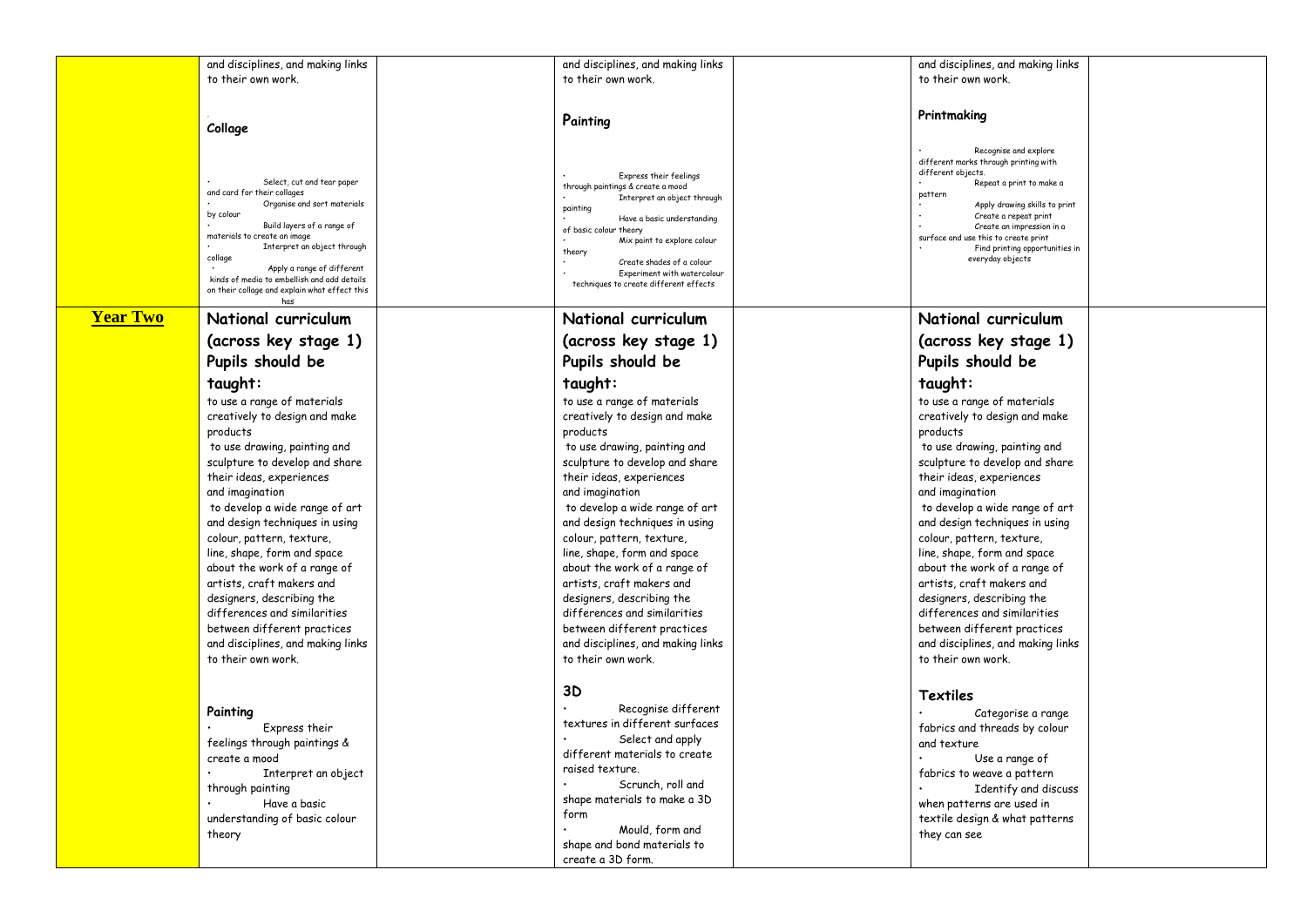| | | | | | | |
|---|---|---|---|---|---|---|
| | and disciplines, and making links to their own work.<br><br>**Collage**<br><br>• Select, cut and tear paper and card for their collages<br>• Organise and sort materials by colour<br>• Build layers of a range of materials to create an image<br>• Interpret an object through collage<br>• Apply a range of different kinds of media to embellish and add details on their collage and explain what effect this has | | and disciplines, and making links to their own work.<br><br>**Painting**<br><br>• Express their feelings through paintings & create a mood<br>• Interpret an object through painting<br>• Have a basic understanding of basic colour theory<br>• Mix paint to explore colour theory<br>• Create shades of a colour<br>• Experiment with watercolour techniques to create different effects | | and disciplines, and making links to their own work.<br><br>**Printmaking**<br><br>• Recognise and explore different marks through printing with different objects.<br>• Repeat a print to make a pattern<br>• Apply drawing skills to print<br>• Create a repeat print<br>• Create an impression in a surface and use this to create print<br>• Find printing opportunities in everyday objects | |
| **Year Two** | **National curriculum (across key stage 1) Pupils should be taught:**<br>to use a range of materials creatively to design and make products<br>to use drawing, painting and sculpture to develop and share their ideas, experiences and imagination<br>to develop a wide range of art and design techniques in using colour, pattern, texture, line, shape, form and space<br>about the work of a range of artists, craft makers and designers, describing the differences and similarities between different practices and disciplines, and making links to their own work.<br><br>**Painting**<br>• Express their feelings through paintings & create a mood<br>• Interpret an object through painting<br>• Have a basic understanding of basic colour theory | | **National curriculum (across key stage 1) Pupils should be taught:**<br>to use a range of materials creatively to design and make products<br>to use drawing, painting and sculpture to develop and share their ideas, experiences and imagination<br>to develop a wide range of art and design techniques in using colour, pattern, texture, line, shape, form and space<br>about the work of a range of artists, craft makers and designers, describing the differences and similarities between different practices and disciplines, and making links to their own work.<br><br>**3D**<br>• Recognise different textures in different surfaces<br>• Select and apply different materials to create raised texture.<br>• Scrunch, roll and shape materials to make a 3D form<br>• Mould, form and shape and bond materials to create a 3D form. | | **National curriculum (across key stage 1) Pupils should be taught:**<br>to use a range of materials creatively to design and make products<br>to use drawing, painting and sculpture to develop and share their ideas, experiences and imagination<br>to develop a wide range of art and design techniques in using colour, pattern, texture, line, shape, form and space<br>about the work of a range of artists, craft makers and designers, describing the differences and similarities between different practices and disciplines, and making links to their own work.<br><br>**Textiles**<br>• Categorise a range fabrics and threads by colour and texture<br>• Use a range of fabrics to weave a pattern<br>• Identify and discuss when patterns are used in textile design & what patterns they can see | |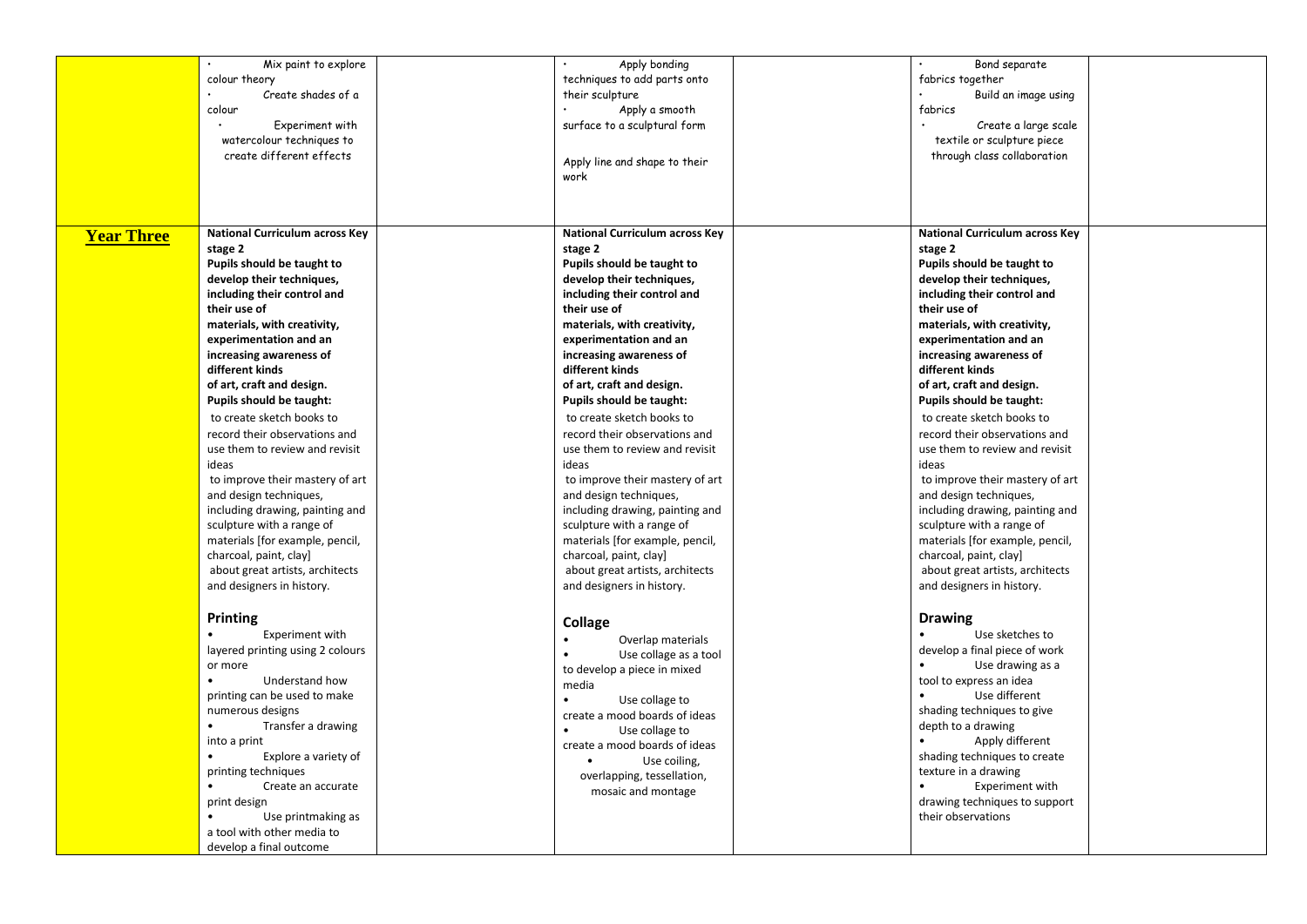| | | | | | | |
|---|---|---|---|---|---|---|
| | • Mix paint to explore colour theory<br>• Create shades of a colour<br>• Experiment with watercolour techniques to create different effects | | • Apply bonding techniques to add parts onto their sculpture<br>• Apply a smooth surface to a sculptural form<br><br>Apply line and shape to their work | | • Bond separate fabrics together<br>• Build an image using fabrics<br>• Create a large scale textile or sculpture piece through class collaboration | |
| **Year Three** | **National Curriculum across Key stage 2**<br>**Pupils should be taught to develop their techniques, including their control and their use of materials, with creativity, experimentation and an increasing awareness of different kinds of art, craft and design.**<br>**Pupils should be taught:**<br>to create sketch books to record their observations and use them to review and revisit ideas<br>to improve their mastery of art and design techniques, including drawing, painting and sculpture with a range of materials [for example, pencil, charcoal, paint, clay]<br>about great artists, architects and designers in history.<br><br>**Printing**<br>• Experiment with layered printing using 2 colours or more<br>• Understand how printing can be used to make numerous designs<br>• Transfer a drawing into a print<br>• Explore a variety of printing techniques<br>• Create an accurate print design<br>• Use printmaking as a tool with other media to develop a final outcome | | **National Curriculum across Key stage 2**<br>**Pupils should be taught to develop their techniques, including their control and their use of materials, with creativity, experimentation and an increasing awareness of different kinds of art, craft and design.**<br>**Pupils should be taught:**<br>to create sketch books to record their observations and use them to review and revisit ideas<br>to improve their mastery of art and design techniques, including drawing, painting and sculpture with a range of materials [for example, pencil, charcoal, paint, clay]<br>about great artists, architects and designers in history.<br><br>**Collage**<br>• Overlap materials<br>• Use collage as a tool to develop a piece in mixed media<br>• Use collage to create a mood boards of ideas<br>• Use collage to create a mood boards of ideas<br>• Use coiling, overlapping, tessellation, mosaic and montage | | **National Curriculum across Key stage 2**<br>**Pupils should be taught to develop their techniques, including their control and their use of materials, with creativity, experimentation and an increasing awareness of different kinds of art, craft and design.**<br>**Pupils should be taught:**<br>to create sketch books to record their observations and use them to review and revisit ideas<br>to improve their mastery of art and design techniques, including drawing, painting and sculpture with a range of materials [for example, pencil, charcoal, paint, clay]<br>about great artists, architects and designers in history.<br><br>**Drawing**<br>• Use sketches to develop a final piece of work<br>• Use drawing as a tool to express an idea<br>• Use different shading techniques to give depth to a drawing<br>• Apply different shading techniques to create texture in a drawing<br>• Experiment with drawing techniques to support their observations | |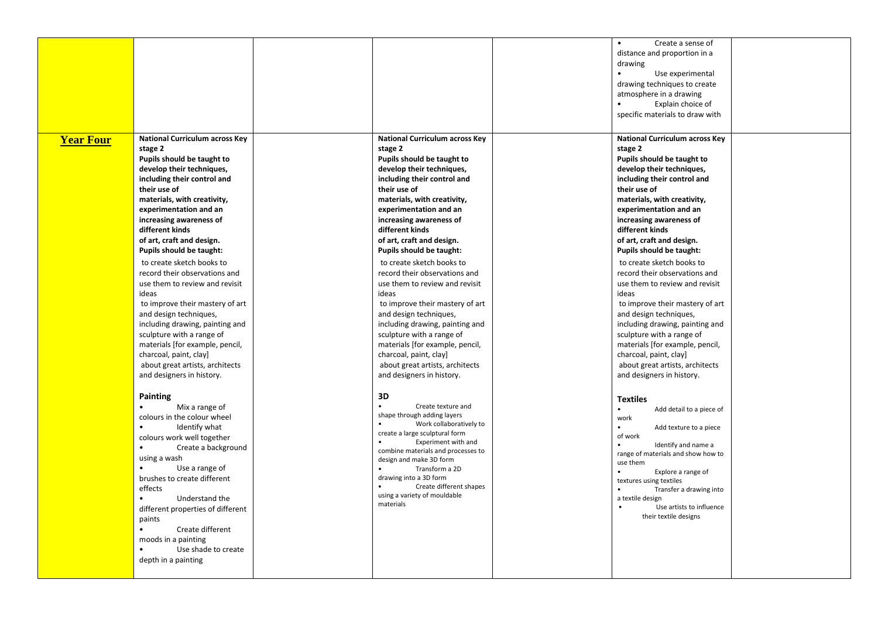| | | | | | | |
|---|---|---|---|---|---|---|
| | | | | | • Create a sense of distance and proportion in a drawing<br>• Use experimental drawing techniques to create atmosphere in a drawing<br>• Explain choice of specific materials to draw with | |
| **Year Four** | **National Curriculum across Key stage 2**<br>**Pupils should be taught to develop their techniques, including their control and their use of materials, with creativity, experimentation and an increasing awareness of different kinds of art, craft and design.**<br>**Pupils should be taught:**<br>to create sketch books to record their observations and use them to review and revisit ideas<br>to improve their mastery of art and design techniques, including drawing, painting and sculpture with a range of materials [for example, pencil, charcoal, paint, clay]<br>about great artists, architects and designers in history.<br><br>**Painting**<br>• Mix a range of colours in the colour wheel<br>• Identify what colours work well together<br>• Create a background using a wash<br>• Use a range of brushes to create different effects<br>• Understand the different properties of different paints<br>• Create different moods in a painting<br>• Use shade to create depth in a painting | | **National Curriculum across Key stage 2**<br>**Pupils should be taught to develop their techniques, including their control and their use of materials, with creativity, experimentation and an increasing awareness of different kinds of art, craft and design.**<br>**Pupils should be taught:**<br>to create sketch books to record their observations and use them to review and revisit ideas<br>to improve their mastery of art and design techniques, including drawing, painting and sculpture with a range of materials [for example, pencil, charcoal, paint, clay]<br>about great artists, architects and designers in history.<br><br>**3D**<br>• Create texture and shape through adding layers<br>• Work collaboratively to create a large sculptural form<br>• Experiment with and combine materials and processes to design and make 3D form<br>• Transform a 2D drawing into a 3D form<br>• Create different shapes using a variety of mouldable materials | | **National Curriculum across Key stage 2**<br>**Pupils should be taught to develop their techniques, including their control and their use of materials, with creativity, experimentation and an increasing awareness of different kinds of art, craft and design.**<br>**Pupils should be taught:**<br>to create sketch books to record their observations and use them to review and revisit ideas<br>to improve their mastery of art and design techniques, including drawing, painting and sculpture with a range of materials [for example, pencil, charcoal, paint, clay]<br>about great artists, architects and designers in history.<br><br>**Textiles**<br>• Add detail to a piece of work<br>• Add texture to a piece of work<br>• Identify and name a range of materials and show how to use them<br>• Explore a range of textures using textiles<br>• Transfer a drawing into a textile design<br>• Use artists to influence their textile designs | |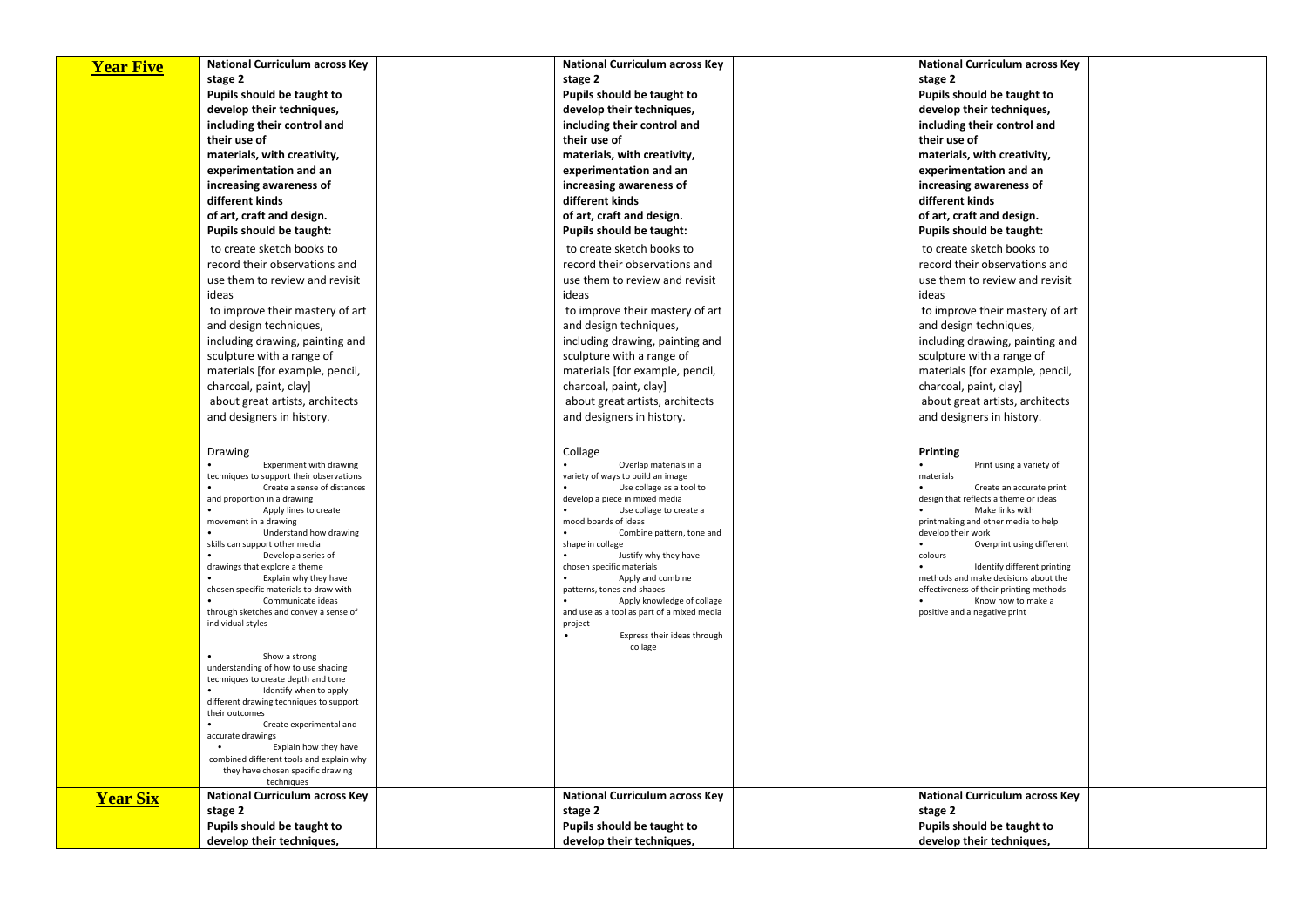| | | | | | | |
|---|---|---|---|---|---|---|
| **Year Five** | **National Curriculum across Key stage 2**<br>**Pupils should be taught to develop their techniques, including their control and their use of materials, with creativity, experimentation and an increasing awareness of different kinds of art, craft and design.**<br>**Pupils should be taught:**<br>to create sketch books to record their observations and use them to review and revisit ideas<br>to improve their mastery of art and design techniques, including drawing, painting and sculpture with a range of materials [for example, pencil, charcoal, paint, clay]<br>about great artists, architects and designers in history.<br><br>Drawing<br>• Experiment with drawing techniques to support their observations<br>• Create a sense of distances and proportion in a drawing<br>• Apply lines to create movement in a drawing<br>• Understand how drawing skills can support other media<br>• Develop a series of drawings that explore a theme<br>• Explain why they have chosen specific materials to draw with<br>• Communicate ideas through sketches and convey a sense of individual styles<br><br>• Show a strong understanding of how to use shading techniques to create depth and tone<br>• Identify when to apply different drawing techniques to support their outcomes<br>• Create experimental and accurate drawings<br>• Explain how they have combined different tools and explain why they have chosen specific drawing techniques | | **National Curriculum across Key stage 2**<br>**Pupils should be taught to develop their techniques, including their control and their use of materials, with creativity, experimentation and an increasing awareness of different kinds of art, craft and design.**<br>**Pupils should be taught:**<br>to create sketch books to record their observations and use them to review and revisit ideas<br>to improve their mastery of art and design techniques, including drawing, painting and sculpture with a range of materials [for example, pencil, charcoal, paint, clay]<br>about great artists, architects and designers in history.<br><br>Collage<br>• Overlap materials in a variety of ways to build an image<br>• Use collage as a tool to develop a piece in mixed media<br>• Use collage to create a mood boards of ideas<br>• Combine pattern, tone and shape in collage<br>• Justify why they have chosen specific materials<br>• Apply and combine patterns, tones and shapes<br>• Apply knowledge of collage and use as a tool as part of a mixed media project<br>• Express their ideas through collage | | **National Curriculum across Key stage 2**<br>**Pupils should be taught to develop their techniques, including their control and their use of materials, with creativity, experimentation and an increasing awareness of different kinds of art, craft and design.**<br>**Pupils should be taught:**<br>to create sketch books to record their observations and use them to review and revisit ideas<br>to improve their mastery of art and design techniques, including drawing, painting and sculpture with a range of materials [for example, pencil, charcoal, paint, clay]<br>about great artists, architects and designers in history.<br><br>**Printing**<br>• Print using a variety of materials<br>• Create an accurate print design that reflects a theme or ideas<br>• Make links with printmaking and other media to help develop their work<br>• Overprint using different colours<br>• Identify different printing methods and make decisions about the effectiveness of their printing methods<br>• Know how to make a positive and a negative print | |
| **Year Six** | **National Curriculum across Key stage 2**<br>**Pupils should be taught to develop their techniques,** | | **National Curriculum across Key stage 2**<br>**Pupils should be taught to develop their techniques,** | | **National Curriculum across Key stage 2**<br>**Pupils should be taught to develop their techniques,** | |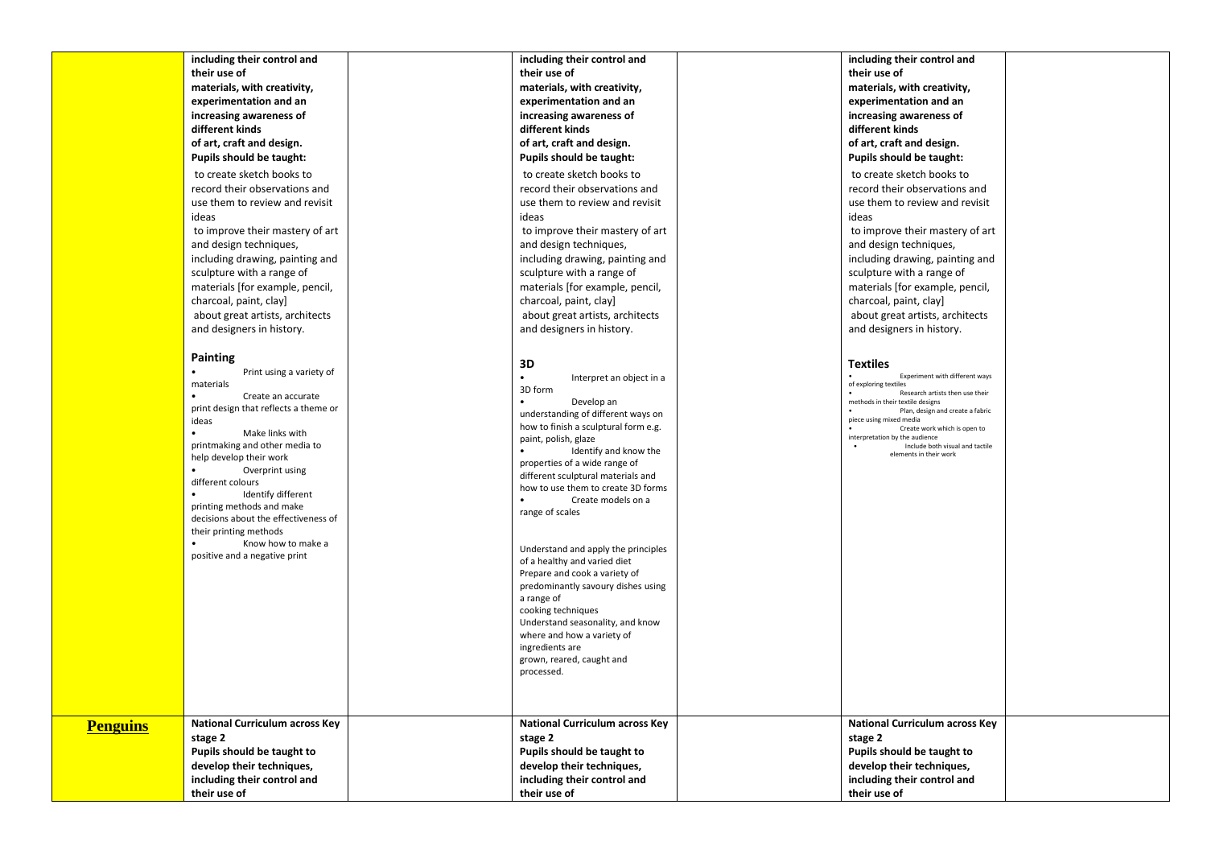|  | including their control and their use of materials, with creativity, experimentation and an increasing awareness of different kinds of art, craft and design.<br>**Pupils should be taught:**<br>to create sketch books to record their observations and use them to review and revisit ideas<br>to improve their mastery of art and design techniques, including drawing, painting and sculpture with a range of materials [for example, pencil, charcoal, paint, clay]<br>about great artists, architects and designers in history.<br><br>**Painting**<br>• Print using a variety of materials<br>• Create an accurate print design that reflects a theme or ideas<br>• Make links with printmaking and other media to help develop their work<br>• Overprint using different colours<br>• Identify different printing methods and make decisions about the effectiveness of their printing methods<br>• Know how to make a positive and a negative print |  | including their control and their use of materials, with creativity, experimentation and an increasing awareness of different kinds of art, craft and design.<br>**Pupils should be taught:**<br>to create sketch books to record their observations and use them to review and revisit ideas<br>to improve their mastery of art and design techniques, including drawing, painting and sculpture with a range of materials [for example, pencil, charcoal, paint, clay]<br>about great artists, architects and designers in history.<br><br>**3D**<br>• Interpret an object in a 3D form<br>• Develop an understanding of different ways on how to finish a sculptural form e.g. paint, polish, glaze<br>• Identify and know the properties of a wide range of different sculptural materials and how to use them to create 3D forms<br>• Create models on a range of scales<br><br>Understand and apply the principles of a healthy and varied diet<br>Prepare and cook a variety of predominantly savoury dishes using a range of cooking techniques<br>Understand seasonality, and know where and how a variety of ingredients are grown, reared, caught and processed. |  | including their control and their use of materials, with creativity, experimentation and an increasing awareness of different kinds of art, craft and design.<br>**Pupils should be taught:**<br>to create sketch books to record their observations and use them to review and revisit ideas<br>to improve their mastery of art and design techniques, including drawing, painting and sculpture with a range of materials [for example, pencil, charcoal, paint, clay]<br>about great artists, architects and designers in history.<br><br>**Textiles**<br>• Experiment with different ways of exploring textiles<br>• Research artists then use their methods in their textile designs<br>• Plan, design and create a fabric piece using mixed media<br>• Create work which is open to interpretation by the audience<br>• Include both visual and tactile elements in their work |  |
|---|---|---|---|---|---|---|
| **Penguins** | **National Curriculum across Key stage 2**<br>**Pupils should be taught to develop their techniques, including their control and their use of** |  | **National Curriculum across Key stage 2**<br>**Pupils should be taught to develop their techniques, including their control and their use of** |  | **National Curriculum across Key stage 2**<br>**Pupils should be taught to develop their techniques, including their control and their use of** |  |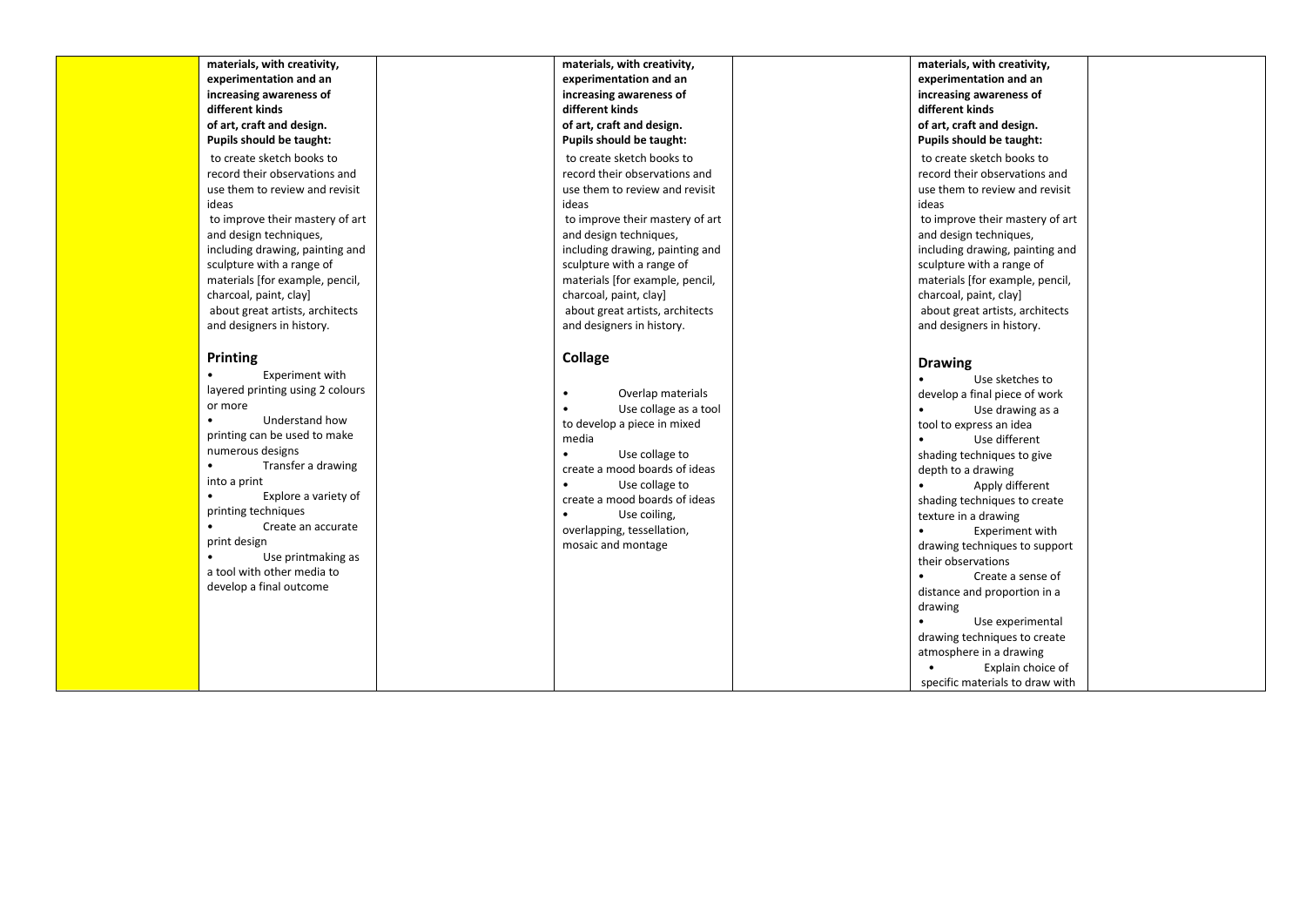| | | | | | | |
|---|---|---|---|---|---|---|
| | **materials, with creativity, experimentation and an increasing awareness of different kinds of art, craft and design.** **Pupils should be taught:** to create sketch books to record their observations and use them to review and revisit ideas to improve their mastery of art and design techniques, including drawing, painting and sculpture with a range of materials [for example, pencil, charcoal, paint, clay] about great artists, architects and designers in history. **Printing** • Experiment with layered printing using 2 colours or more • Understand how printing can be used to make numerous designs • Transfer a drawing into a print • Explore a variety of printing techniques • Create an accurate print design • Use printmaking as a tool with other media to develop a final outcome | | **materials, with creativity, experimentation and an increasing awareness of different kinds of art, craft and design.** **Pupils should be taught:** to create sketch books to record their observations and use them to review and revisit ideas to improve their mastery of art and design techniques, including drawing, painting and sculpture with a range of materials [for example, pencil, charcoal, paint, clay] about great artists, architects and designers in history. **Collage** • Overlap materials • Use collage as a tool to develop a piece in mixed media • Use collage to create a mood boards of ideas • Use collage to create a mood boards of ideas • Use coiling, overlapping, tessellation, mosaic and montage | | **materials, with creativity, experimentation and an increasing awareness of different kinds of art, craft and design.** **Pupils should be taught:** to create sketch books to record their observations and use them to review and revisit ideas to improve their mastery of art and design techniques, including drawing, painting and sculpture with a range of materials [for example, pencil, charcoal, paint, clay] about great artists, architects and designers in history. **Drawing** • Use sketches to develop a final piece of work • Use drawing as a tool to express an idea • Use different shading techniques to give depth to a drawing • Apply different shading techniques to create texture in a drawing • Experiment with drawing techniques to support their observations • Create a sense of distance and proportion in a drawing • Use experimental drawing techniques to create atmosphere in a drawing • Explain choice of specific materials to draw with | |